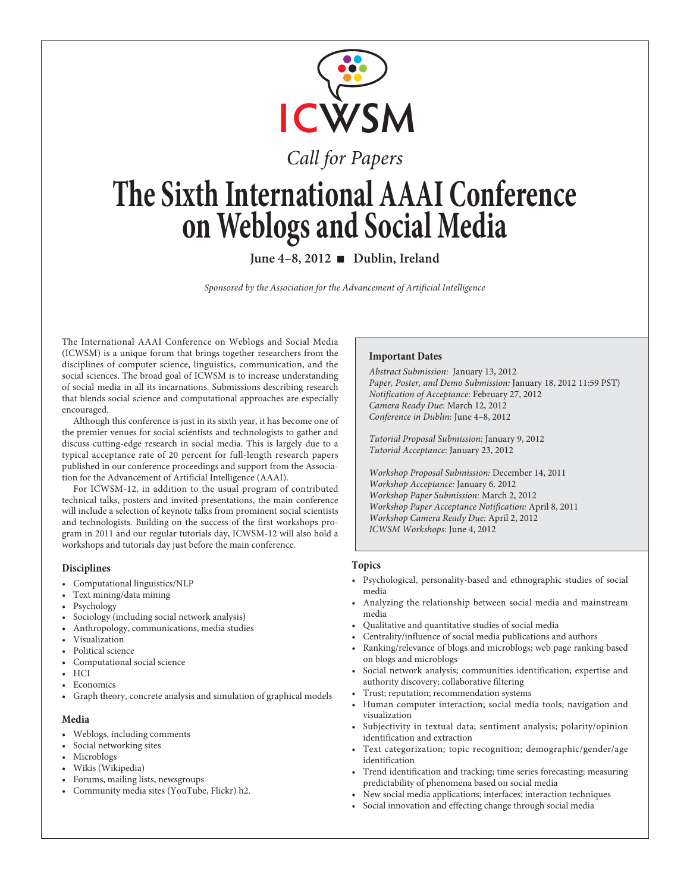ICWSM

*Call for Papers*

# The Sixth International AAAI Conference on Weblogs and Social Media

**June 4–8, 2012 ■ Dublin, Ireland**

*Sponsored by the Association for the Advancement of Artificial Intelligence*

The International AAAI Conference on Weblogs and Social Media (ICWSM) is a unique forum that brings together researchers from the disciplines of computer science, linguistics, communication, and the social sciences. The broad goal of ICWSM is to increase understanding of social media in all its incarnations. Submissions describing research that blends social science and computational approaches are especially encouraged.

Although this conference is just in its sixth year, it has become one of the premier venues for social scientists and technologists to gather and discuss cutting-edge research in social media. This is largely due to a typical acceptance rate of 20 percent for full-length research papers published in our conference proceedings and support from the Association for the Advancement of Artificial Intelligence (AAAI).

For ICWSM-12, in addition to the usual program of contributed technical talks, posters and invited presentations, the main conference will include a selection of keynote talks from prominent social scientists and technologists. Building on the success of the first workshops program in 2011 and our regular tutorials day, ICWSM-12 will also hold a workshops and tutorials day just before the main conference.

### Disciplines

- Computational linguistics/NLP
- Text mining/data mining
- Psychology
- Sociology (including social network analysis)
- Anthropology, communications, media studies
- Visualization
- Political science
- Computational social science
- HCI
- Economics
- Graph theory, concrete analysis and simulation of graphical models

### Media

- Weblogs, including comments
- Social networking sites
- Microblogs
- Wikis (Wikipedia)
- Forums, mailing lists, newsgroups
- Community media sites (YouTube, Flickr) h2.

### Important Dates

*Abstract Submission:* January 13, 2012
*Paper, Poster, and Demo Submission:* January 18, 2012 11:59 PST)
*Notification of Acceptance:* February 27, 2012
*Camera Ready Due:* March 12, 2012
*Conference in Dublin:* June 4–8, 2012

*Tutorial Proposal Submission:* January 9, 2012
*Tutorial Acceptance:* January 23, 2012

*Workshop Proposal Submission:* December 14, 2011
*Workshop Acceptance:* January 6. 2012
*Workshop Paper Submission:* March 2, 2012
*Workshop Paper Acceptance Notification:* April 8, 2011
*Workshop Camera Ready Due:* April 2, 2012
*ICWSM Workshops:* June 4, 2012

### Topics

- Psychological, personality-based and ethnographic studies of social media
- Analyzing the relationship between social media and mainstream media
- Qualitative and quantitative studies of social media
- Centrality/influence of social media publications and authors
- Ranking/relevance of blogs and microblogs; web page ranking based on blogs and microblogs
- Social network analysis; communities identification; expertise and authority discovery; collaborative filtering
- Trust; reputation; recommendation systems
- Human computer interaction; social media tools; navigation and visualization
- Subjectivity in textual data; sentiment analysis; polarity/opinion identification and extraction
- Text categorization; topic recognition; demographic/gender/age identification
- Trend identification and tracking; time series forecasting; measuring predictability of phenomena based on social media
- New social media applications; interfaces; interaction techniques
- Social innovation and effecting change through social media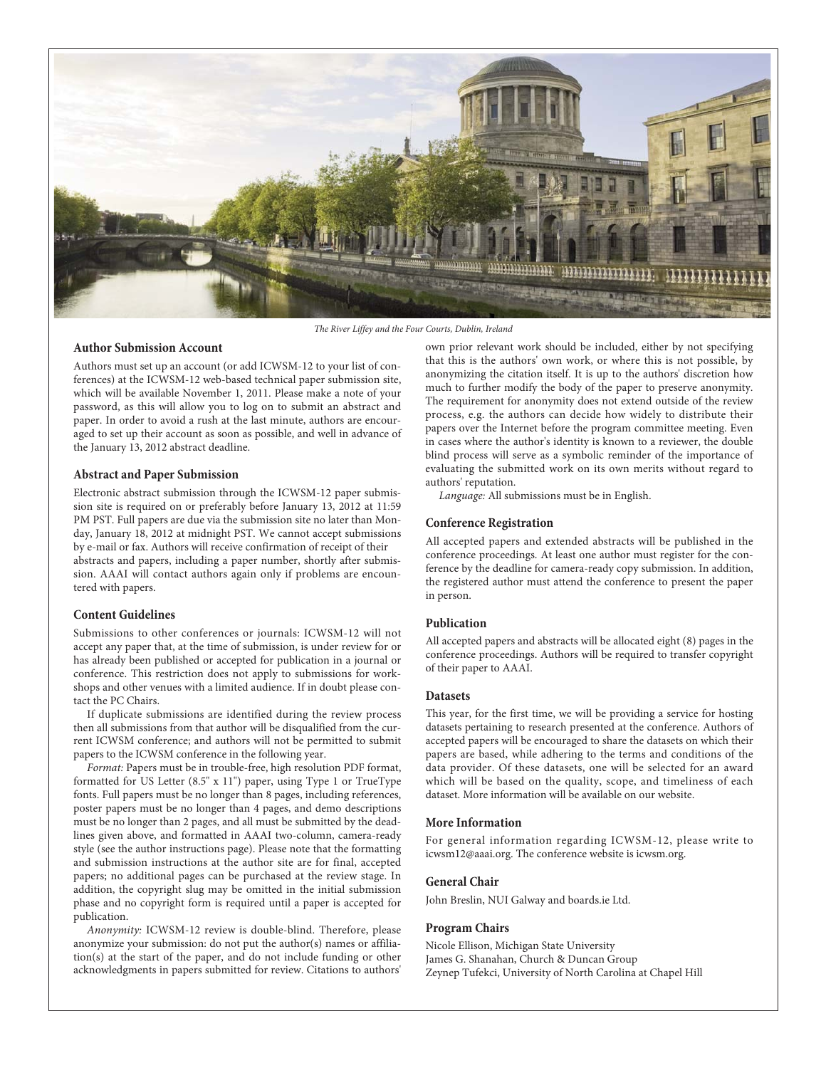*The River Liffey and the Four Courts, Dublin, Ireland*

### Author Submission Account

Authors must set up an account (or add ICWSM-12 to your list of conferences) at the ICWSM-12 web-based technical paper submission site, which will be available November 1, 2011. Please make a note of your password, as this will allow you to log on to submit an abstract and paper. In order to avoid a rush at the last minute, authors are encouraged to set up their account as soon as possible, and well in advance of the January 13, 2012 abstract deadline.

### Abstract and Paper Submission

Electronic abstract submission through the ICWSM-12 paper submission site is required on or preferably before January 13, 2012 at 11:59 PM PST. Full papers are due via the submission site no later than Monday, January 18, 2012 at midnight PST. We cannot accept submissions by e-mail or fax. Authors will receive confirmation of receipt of their abstracts and papers, including a paper number, shortly after submission. AAAI will contact authors again only if problems are encountered with papers.

### Content Guidelines

Submissions to other conferences or journals: ICWSM-12 will not accept any paper that, at the time of submission, is under review for or has already been published or accepted for publication in a journal or conference. This restriction does not apply to submissions for workshops and other venues with a limited audience. If in doubt please contact the PC Chairs.

If duplicate submissions are identified during the review process then all submissions from that author will be disqualified from the current ICWSM conference; and authors will not be permitted to submit papers to the ICWSM conference in the following year.

*Format:* Papers must be in trouble-free, high resolution PDF format, formatted for US Letter (8.5" x 11") paper, using Type 1 or TrueType fonts. Full papers must be no longer than 8 pages, including references, poster papers must be no longer than 4 pages, and demo descriptions must be no longer than 2 pages, and all must be submitted by the deadlines given above, and formatted in AAAI two-column, camera-ready style (see the author instructions page). Please note that the formatting and submission instructions at the author site are for final, accepted papers; no additional pages can be purchased at the review stage. In addition, the copyright slug may be omitted in the initial submission phase and no copyright form is required until a paper is accepted for publication.

*Anonymity:* ICWSM-12 review is double-blind. Therefore, please anonymize your submission: do not put the author(s) names or affiliation(s) at the start of the paper, and do not include funding or other acknowledgments in papers submitted for review. Citations to authors' own prior relevant work should be included, either by not specifying that this is the authors' own work, or where this is not possible, by anonymizing the citation itself. It is up to the authors' discretion how much to further modify the body of the paper to preserve anonymity. The requirement for anonymity does not extend outside of the review process, e.g. the authors can decide how widely to distribute their papers over the Internet before the program committee meeting. Even in cases where the author's identity is known to a reviewer, the double blind process will serve as a symbolic reminder of the importance of evaluating the submitted work on its own merits without regard to authors' reputation.

*Language:* All submissions must be in English.

### Conference Registration

All accepted papers and extended abstracts will be published in the conference proceedings. At least one author must register for the conference by the deadline for camera-ready copy submission. In addition, the registered author must attend the conference to present the paper in person.

### Publication

All accepted papers and abstracts will be allocated eight (8) pages in the conference proceedings. Authors will be required to transfer copyright of their paper to AAAI.

### Datasets

This year, for the first time, we will be providing a service for hosting datasets pertaining to research presented at the conference. Authors of accepted papers will be encouraged to share the datasets on which their papers are based, while adhering to the terms and conditions of the data provider. Of these datasets, one will be selected for an award which will be based on the quality, scope, and timeliness of each dataset. More information will be available on our website.

### More Information

For general information regarding ICWSM-12, please write to icwsm12@aaai.org. The conference website is icwsm.org.

### General Chair

John Breslin, NUI Galway and boards.ie Ltd.

### Program Chairs

Nicole Ellison, Michigan State University
James G. Shanahan, Church & Duncan Group
Zeynep Tufekci, University of North Carolina at Chapel Hill